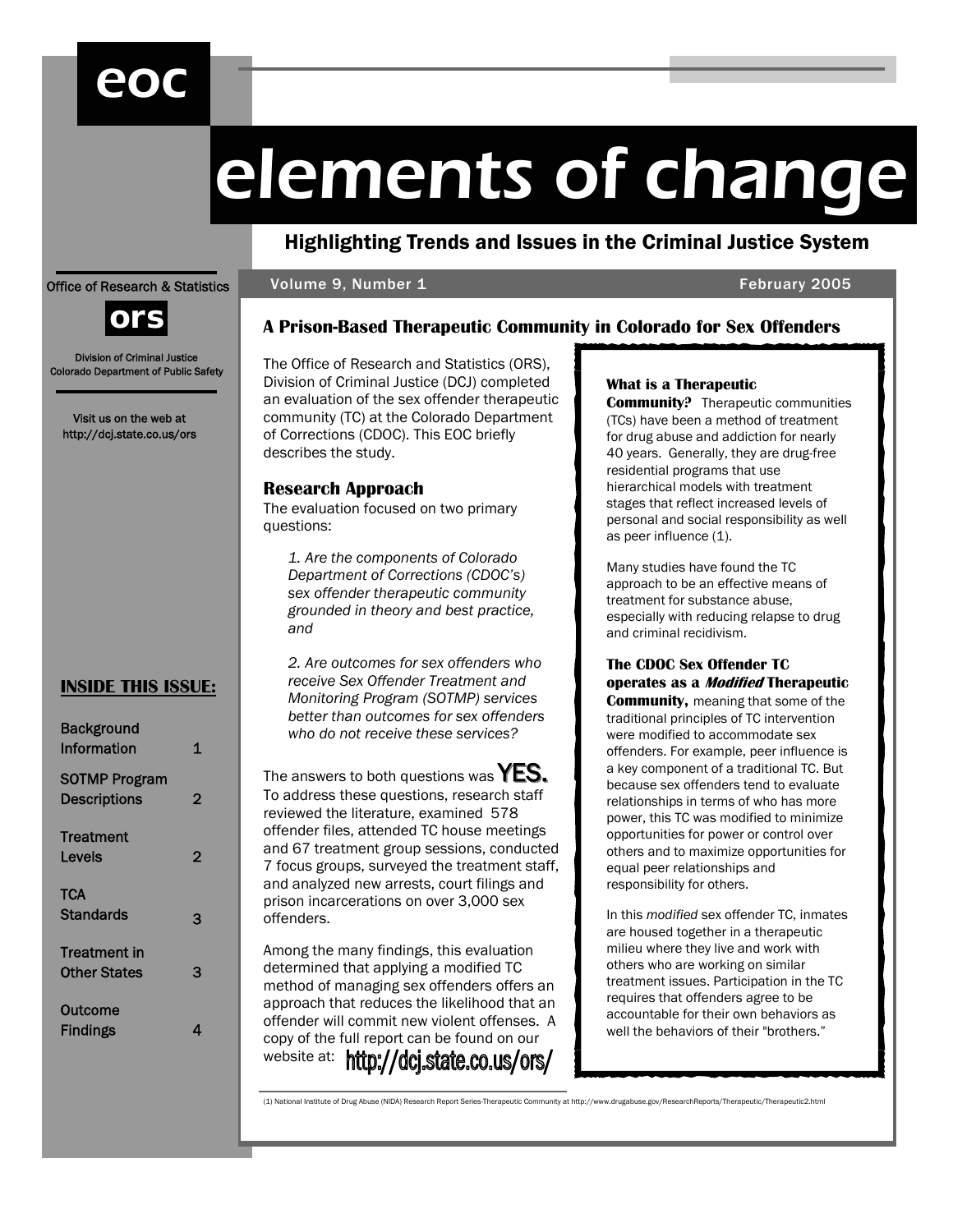# elements of change

eoc

**Highlighting Trends and Issues in the Criminal Justice System**

Office of Research & Statistics

ors

Division of Criminal Justice
Colorado Department of Public Safety

Visit us on the web at
http://dcj.state.co.us/ors

Volume 9, Number 1 — February 2005

**INSIDE THIS ISSUE:**

| | |
|---|---|
| Background Information | 1 |
| SOTMP Program Descriptions | 2 |
| Treatment Levels | 2 |
| TCA Standards | 3 |
| Treatment in Other States | 3 |
| Outcome Findings | 4 |

## A Prison-Based Therapeutic Community in Colorado for Sex Offenders

The Office of Research and Statistics (ORS), Division of Criminal Justice (DCJ) completed an evaluation of the sex offender therapeutic community (TC) at the Colorado Department of Corrections (CDOC). This EOC briefly describes the study.

### Research Approach

The evaluation focused on two primary questions:

*1. Are the components of Colorado Department of Corrections (CDOC's) sex offender therapeutic community grounded in theory and best practice, and*

*2. Are outcomes for sex offenders who receive Sex Offender Treatment and Monitoring Program (SOTMP) services better than outcomes for sex offenders who do not receive these services?*

The answers to both questions was **YES.** To address these questions, research staff reviewed the literature, examined 578 offender files, attended TC house meetings and 67 treatment group sessions, conducted 7 focus groups, surveyed the treatment staff, and analyzed new arrests, court filings and prison incarcerations on over 3,000 sex offenders.

Among the many findings, this evaluation determined that applying a modified TC method of managing sex offenders offers an approach that reduces the likelihood that an offender will commit new violent offenses. A copy of the full report can be found on our website at: http://dcj.state.co.us/ors/

**What is a Therapeutic Community?** Therapeutic communities (TCs) have been a method of treatment for drug abuse and addiction for nearly 40 years. Generally, they are drug-free residential programs that use hierarchical models with treatment stages that reflect increased levels of personal and social responsibility as well as peer influence (1).

Many studies have found the TC approach to be an effective means of treatment for substance abuse, especially with reducing relapse to drug and criminal recidivism.

**The CDOC Sex Offender TC operates as a *Modified* Therapeutic Community,** meaning that some of the traditional principles of TC intervention were modified to accommodate sex offenders. For example, peer influence is a key component of a traditional TC. But because sex offenders tend to evaluate relationships in terms of who has more power, this TC was modified to minimize opportunities for power or control over others and to maximize opportunities for equal peer relationships and responsibility for others.

In this *modified* sex offender TC, inmates are housed together in a therapeutic milieu where they live and work with others who are working on similar treatment issues. Participation in the TC requires that offenders agree to be accountable for their own behaviors as well the behaviors of their "brothers."

(1) National Institute of Drug Abuse (NIDA) Research Report Series-Therapeutic Community at http://www.drugabuse.gov/ResearchReports/Therapeutic/Therapeutic2.html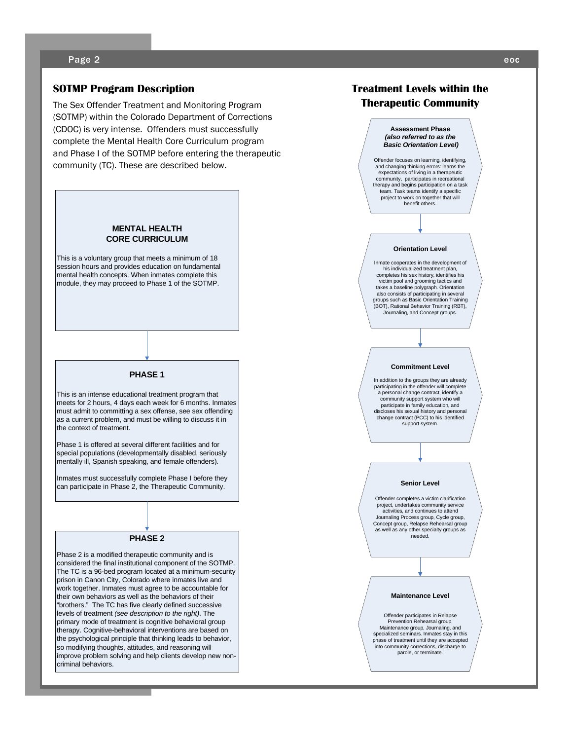## SOTMP Program Description

The Sex Offender Treatment and Monitoring Program (SOTMP) within the Colorado Department of Corrections (CDOC) is very intense. Offenders must successfully complete the Mental Health Core Curriculum program and Phase I of the SOTMP before entering the therapeutic community (TC). These are described below.

### MENTAL HEALTH CORE CURRICULUM

This is a voluntary group that meets a minimum of 18 session hours and provides education on fundamental mental health concepts. When inmates complete this module, they may proceed to Phase 1 of the SOTMP.

### PHASE 1

This is an intense educational treatment program that meets for 2 hours, 4 days each week for 6 months. Inmates must admit to committing a sex offense, see sex offending as a current problem, and must be willing to discuss it in the context of treatment.

Phase 1 is offered at several different facilities and for special populations (developmentally disabled, seriously mentally ill, Spanish speaking, and female offenders).

Inmates must successfully complete Phase I before they can participate in Phase 2, the Therapeutic Community.

### PHASE 2

Phase 2 is a modified therapeutic community and is considered the final institutional component of the SOTMP. The TC is a 96-bed program located at a minimum-security prison in Canon City, Colorado where inmates live and work together. Inmates must agree to be accountable for their own behaviors as well as the behaviors of their "brothers." The TC has five clearly defined successive levels of treatment *(see description to the right)*. The primary mode of treatment is cognitive behavioral group therapy. Cognitive-behavioral interventions are based on the psychological principle that thinking leads to behavior, so modifying thoughts, attitudes, and reasoning will improve problem solving and help clients develop new non-criminal behaviors.

## Treatment Levels within the Therapeutic Community

### Assessment Phase *(also referred to as the Basic Orientation Level)*

Offender focuses on learning, identifying, and changing thinking errors: learns the expectations of living in a therapeutic community, participates in recreational therapy and begins participation on a task team. Task teams identify a specific project to work on together that will benefit others.

### Orientation Level

Inmate cooperates in the development of his individualized treatment plan, completes his sex history, identifies his victim pool and grooming tactics and takes a baseline polygraph. Orientation also consists of participating in several groups such as Basic Orientation Training (BOT), Rational Behavior Training (RBT), Journaling, and Concept groups.

### Commitment Level

In addition to the groups they are already participating in the offender will complete a personal change contract, identify a community support system who will participate in family education, and discloses his sexual history and personal change contract (PCC) to his identified support system.

### Senior Level

Offender completes a victim clarification project, undertakes community service activities, and continues to attend Journaling Process group, Cycle group, Concept group, Relapse Rehearsal group as well as any other specialty groups as needed.

### Maintenance Level

Offender participates in Relapse Prevention Rehearsal group, Maintenance group, Journaling, and specialized seminars. Inmates stay in this phase of treatment until they are accepted into community corrections, discharge to parole, or terminate.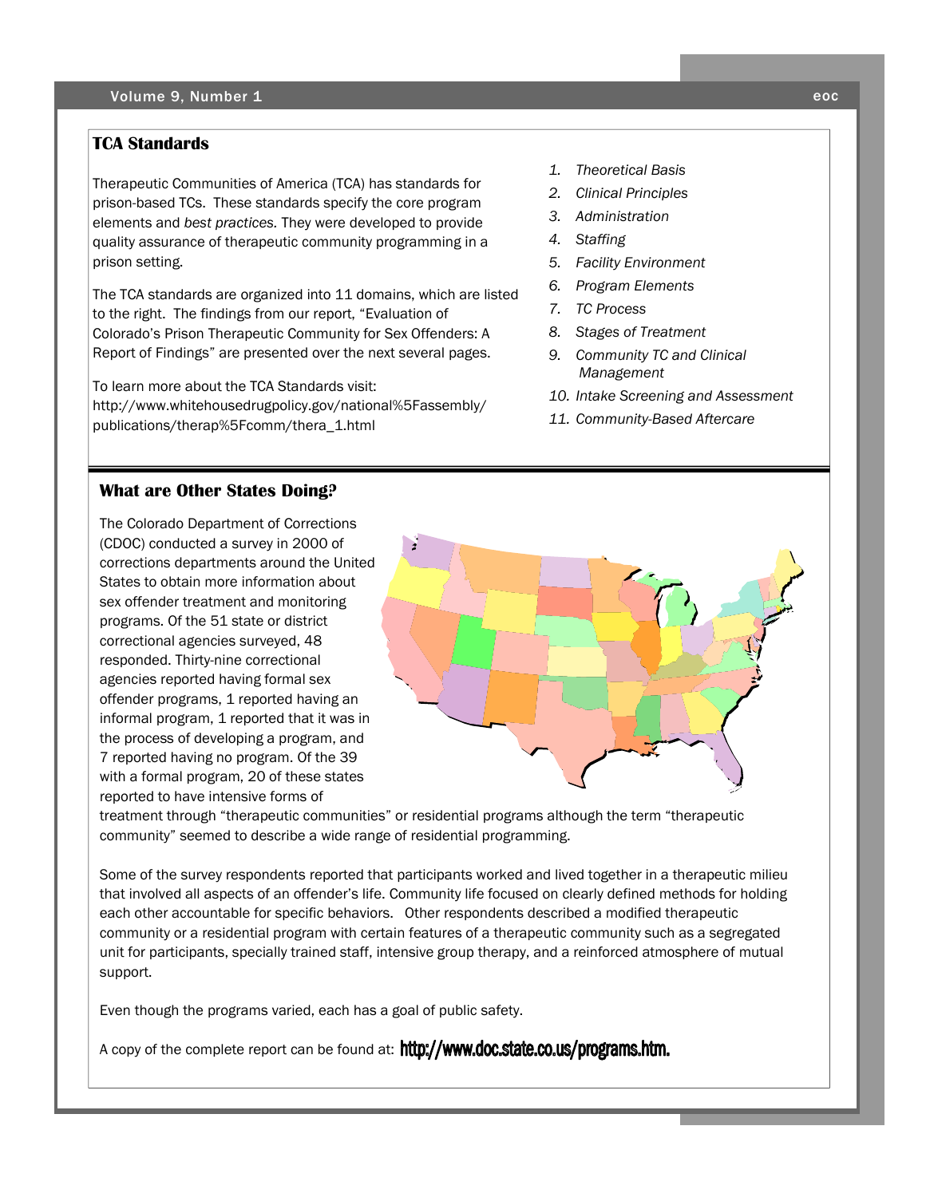## TCA Standards

Therapeutic Communities of America (TCA) has standards for prison-based TCs. These standards specify the core program elements and *best practices.* They were developed to provide quality assurance of therapeutic community programming in a prison setting.

The TCA standards are organized into 11 domains, which are listed to the right. The findings from our report, "Evaluation of Colorado's Prison Therapeutic Community for Sex Offenders: A Report of Findings" are presented over the next several pages.

To learn more about the TCA Standards visit: http://www.whitehousedrugpolicy.gov/national%5Fassembly/publications/therap%5Fcomm/thera_1.html

1. *Theoretical Basis*
2. *Clinical Principles*
3. *Administration*
4. *Staffing*
5. *Facility Environment*
6. *Program Elements*
7. *TC Process*
8. *Stages of Treatment*
9. *Community TC and Clinical Management*
10. *Intake Screening and Assessment*
11. *Community-Based Aftercare*

## What are Other States Doing?

The Colorado Department of Corrections (CDOC) conducted a survey in 2000 of corrections departments around the United States to obtain more information about sex offender treatment and monitoring programs. Of the 51 state or district correctional agencies surveyed, 48 responded. Thirty-nine correctional agencies reported having formal sex offender programs, 1 reported having an informal program, 1 reported that it was in the process of developing a program, and 7 reported having no program. Of the 39 with a formal program, 20 of these states reported to have intensive forms of treatment through "therapeutic communities" or residential programs although the term "therapeutic community" seemed to describe a wide range of residential programming.

Some of the survey respondents reported that participants worked and lived together in a therapeutic milieu that involved all aspects of an offender's life. Community life focused on clearly defined methods for holding each other accountable for specific behaviors. Other respondents described a modified therapeutic community or a residential program with certain features of a therapeutic community such as a segregated unit for participants, specially trained staff, intensive group therapy, and a reinforced atmosphere of mutual support.

Even though the programs varied, each has a goal of public safety.

A copy of the complete report can be found at: **http://www.doc.state.co.us/programs.htm.**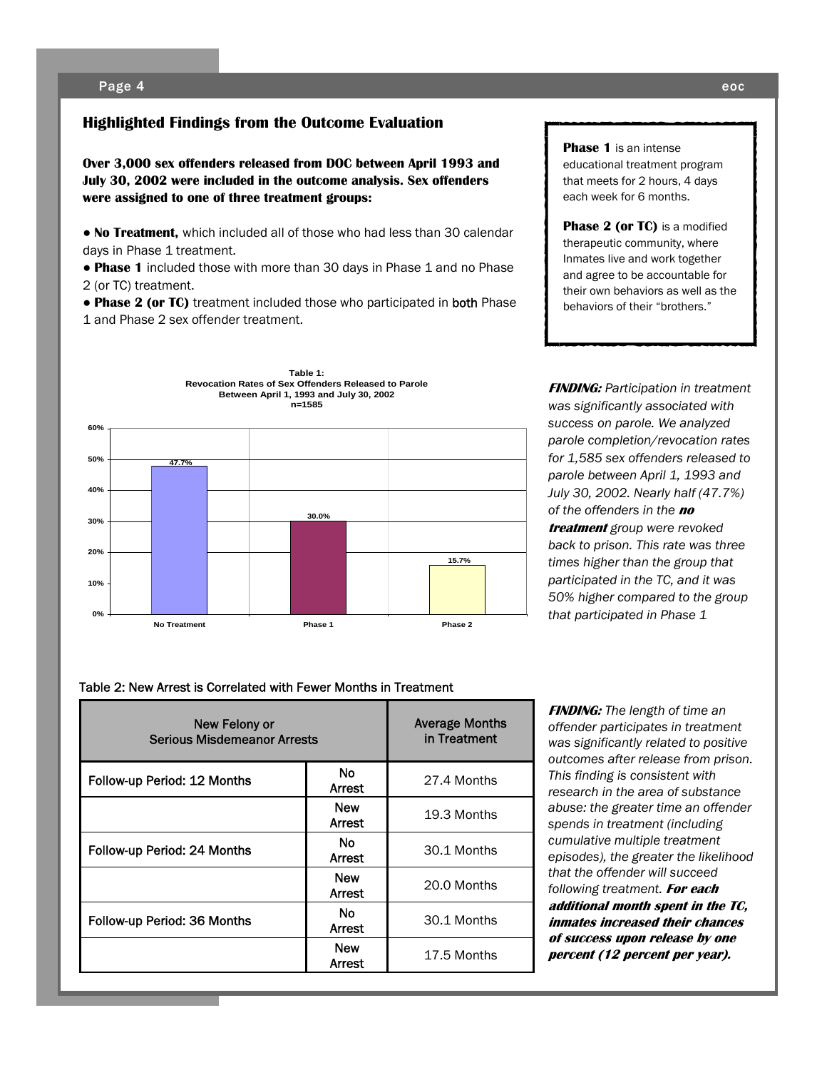## Highlighted Findings from the Outcome Evaluation

**Over 3,000 sex offenders released from DOC between April 1993 and July 30, 2002 were included in the outcome analysis. Sex offenders were assigned to one of three treatment groups:**

- **No Treatment,** which included all of those who had less than 30 calendar days in Phase 1 treatment.
- **Phase 1** included those with more than 30 days in Phase 1 and no Phase 2 (or TC) treatment.
- **Phase 2 (or TC)** treatment included those who participated in **both** Phase 1 and Phase 2 sex offender treatment.

**Phase 1** is an intense educational treatment program that meets for 2 hours, 4 days each week for 6 months.

**Phase 2 (or TC)** is a modified therapeutic community, where Inmates live and work together and agree to be accountable for their own behaviors as well as the behaviors of their "brothers."

**Table 1: Revocation Rates of Sex Offenders Released to Parole Between April 1, 1993 and July 30, 2002 n=1585**

| Group | Revocation Rate |
|---|---|
| No Treatment | 47.7% |
| Phase 1 | 30.0% |
| Phase 2 | 15.7% |

***FINDING:*** *Participation in treatment was significantly associated with success on parole. We analyzed parole completion/revocation rates for 1,585 sex offenders released to parole between April 1, 1993 and July 30, 2002. Nearly half (47.7%) of the offenders in the* ***no treatment*** *group were revoked back to prison. This rate was three times higher than the group that participated in the TC, and it was 50% higher compared to the group that participated in Phase 1*

Table 2: New Arrest is Correlated with Fewer Months in Treatment

| New Felony or Serious Misdemeanor Arrests | | Average Months in Treatment |
|---|---|---|
| Follow-up Period: 12 Months | No Arrest | 27.4 Months |
| | New Arrest | 19.3 Months |
| Follow-up Period: 24 Months | No Arrest | 30.1 Months |
| | New Arrest | 20.0 Months |
| Follow-up Period: 36 Months | No Arrest | 30.1 Months |
| | New Arrest | 17.5 Months |

***FINDING:*** *The length of time an offender participates in treatment was significantly related to positive outcomes after release from prison. This finding is consistent with research in the area of substance abuse: the greater time an offender spends in treatment (including cumulative multiple treatment episodes), the greater the likelihood that the offender will succeed following treatment.* ***For each additional month spent in the TC, inmates increased their chances of success upon release by one percent (12 percent per year).***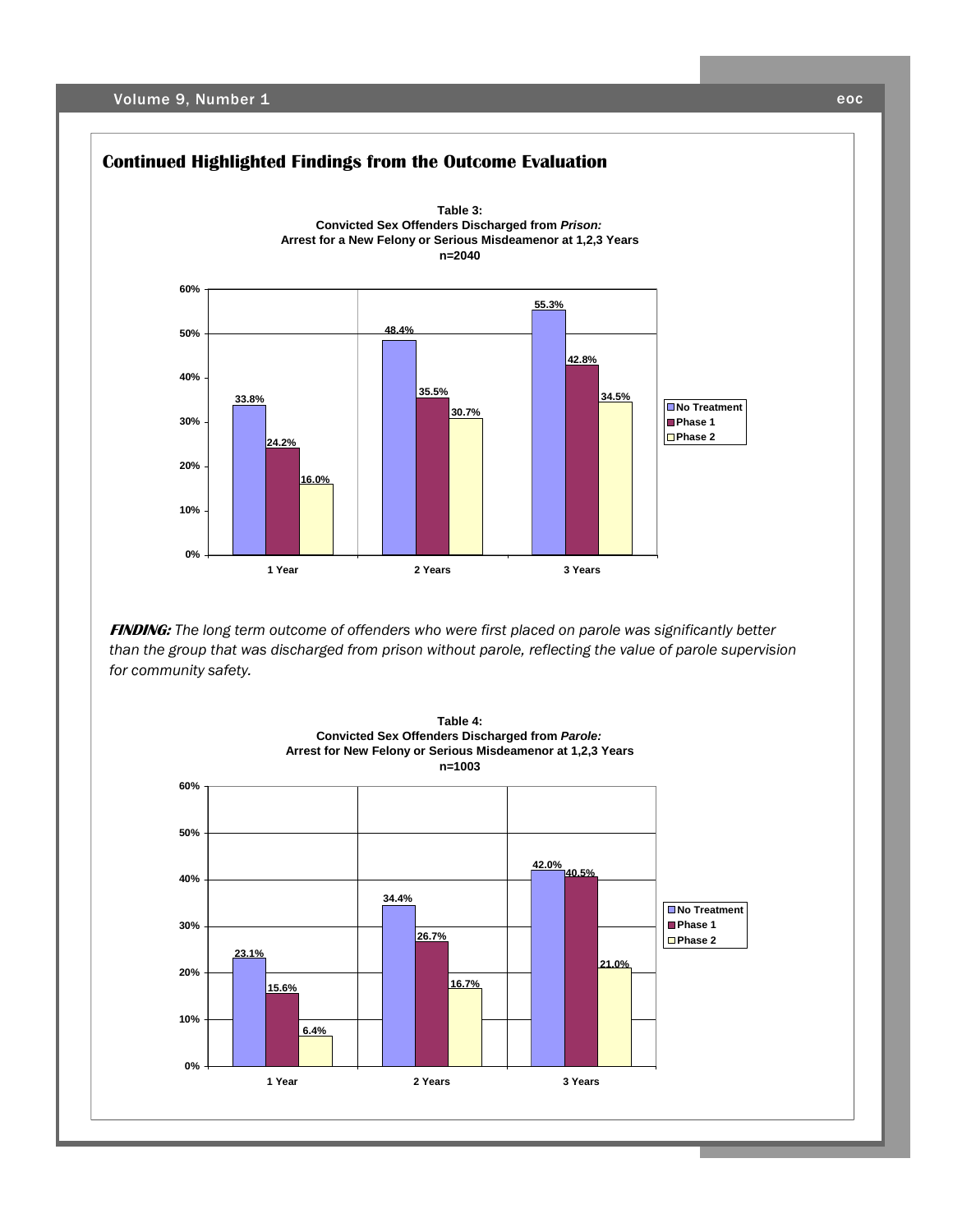## Continued Highlighted Findings from the Outcome Evaluation

**Table 3:**
**Convicted Sex Offenders Discharged from *Prison:***
**Arrest for a New Felony or Serious Misdeamenor at 1,2,3 Years**
**n=2040**

| | No Treatment | Phase 1 | Phase 2 |
|---|---|---|---|
| 1 Year | 33.8% | 24.2% | 16.0% |
| 2 Years | 48.4% | 35.5% | 30.7% |
| 3 Years | 55.3% | 42.8% | 34.5% |

***FINDING:*** *The long term outcome of offenders who were first placed on parole was significantly better than the group that was discharged from prison without parole, reflecting the value of parole supervision for community safety.*

**Table 4:**
**Convicted Sex Offenders Discharged from *Parole:***
**Arrest for New Felony or Serious Misdeamenor at 1,2,3 Years**
**n=1003**

| | No Treatment | Phase 1 | Phase 2 |
|---|---|---|---|
| 1 Year | 23.1% | 15.6% | 6.4% |
| 2 Years | 34.4% | 26.7% | 16.7% |
| 3 Years | 42.0% | 40.5% | 21.0% |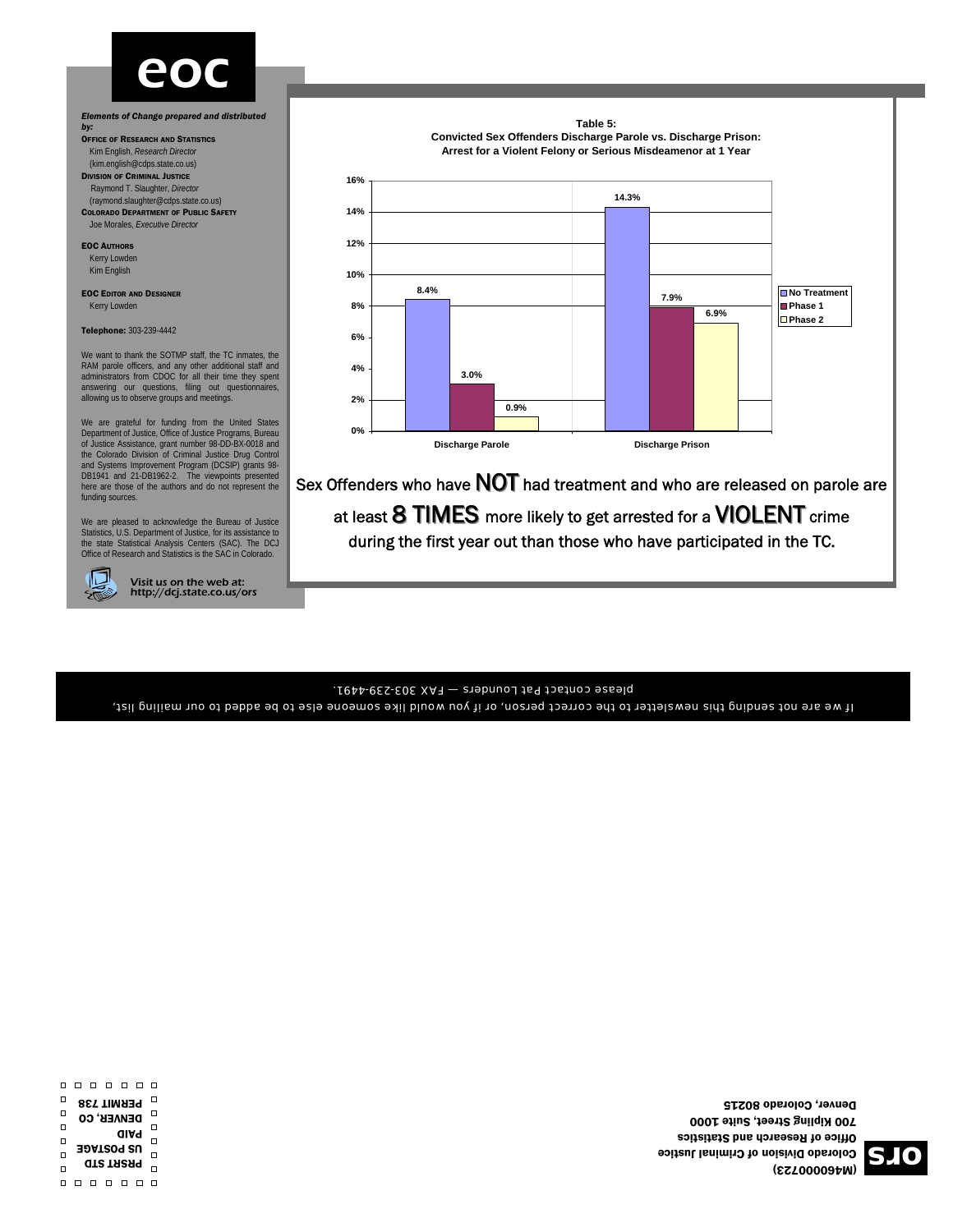# eoc

*Elements of Change prepared and distributed by:*

**OFFICE OF RESEARCH AND STATISTICS**
Kim English, *Research Director*
(kim.english@cdps.state.co.us)

**DIVISION OF CRIMINAL JUSTICE**
Raymond T. Slaughter, *Director*
(raymond.slaughter@cdps.state.co.us)

**COLORADO DEPARTMENT OF PUBLIC SAFETY**
Joe Morales, *Executive Director*

**EOC AUTHORS**
Kerry Lowden
Kim English

**EOC EDITOR AND DESIGNER**
Kerry Lowden

**Telephone:** 303-239-4442

We want to thank the SOTMP staff, the TC inmates, the RAM parole officers, and any other additional staff and administrators from CDOC for all their time they spent answering our questions, filing out questionnaires, allowing us to observe groups and meetings.

We are grateful for funding from the United States Department of Justice, Office of Justice Programs, Bureau of Justice Assistance, grant number 98-DD-BX-0018 and the Colorado Division of Criminal Justice Drug Control and Systems Improvement Program (DCSIP) grants 98-DB1941 and 21-DB1962-2. The viewpoints presented here are those of the authors and do not represent the funding sources.

We are pleased to acknowledge the Bureau of Justice Statistics, U.S. Department of Justice, for its assistance to the state Statistical Analysis Centers (SAC). The DCJ Office of Research and Statistics is the SAC in Colorado.

Visit us on the web at:
http://dcj.state.co.us/ors

**Table 5:**
**Convicted Sex Offenders Discharge Parole vs. Discharge Prison:**
**Arrest for a Violent Felony or Serious Misdeamenor at 1 Year**

16%
14%
12%
10%
8%
6%
4%
2%
0%

Discharge Parole: 8.4%, 3.0%, 0.9%
Discharge Prison: 14.3%, 7.9%, 6.9%

No Treatment
Phase 1
Phase 2

Sex Offenders who have **NOT** had treatment and who are released on parole are at least **8 TIMES** more likely to get arrested for a **VIOLENT** crime during the first year out than those who have participated in the TC.

If we are not sending this newsletter to the correct person, or if you would like someone else to be added to our mailing list, please contact Pat Lounders — FAX 303-239-4491.

**ors**
**(M46000723)**
**Colorado Division of Criminal Justice**
**Office of Research and Statistics**
**700 Kipling Street, Suite 1000**
**Denver, Colorado 80215**

**PRSRT STD**
**US POSTAGE**
**PAID**
**DENVER, CO**
**PERMIT 738**